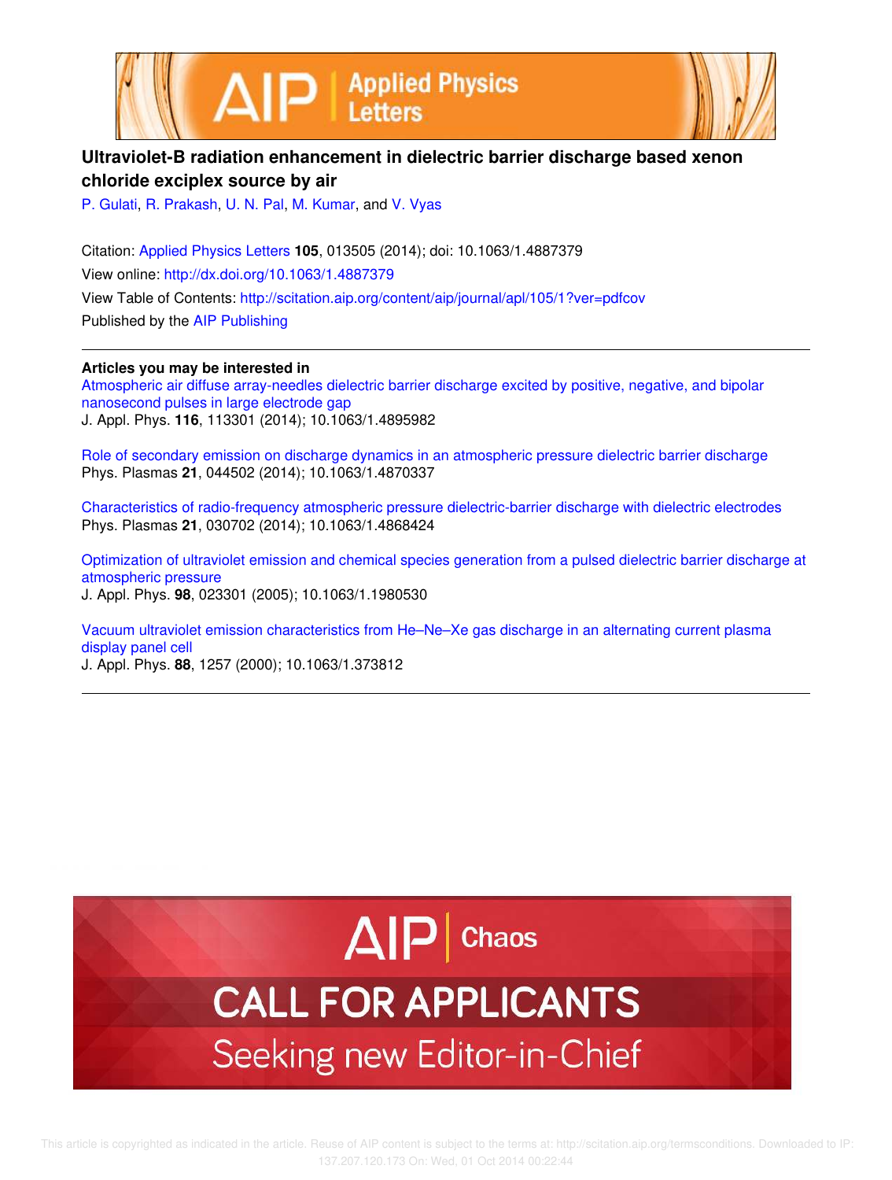# Ultraviolet-B radiation enhancement in dielectric barrier discharge based xenon chloride exciplex source by air

P. Gulati, R. Prakash, U. N. Pal, M. Kumar, and V. Vyas

Citation: Applied Physics Letters **105**, 013505 (2014); doi: 10.1063/1.4887379

View online: http://dx.doi.org/10.1063/1.4887379

View Table of Contents: http://scitation.aip.org/content/aip/journal/apl/105/1?ver=pdfcov

Published by the AIP Publishing

## Articles you may be interested in

Atmospheric air diffuse array-needles dielectric barrier discharge excited by positive, negative, and bipolar nanosecond pulses in large electrode gap
J. Appl. Phys. **116**, 113301 (2014); 10.1063/1.4895982

Role of secondary emission on discharge dynamics in an atmospheric pressure dielectric barrier discharge
Phys. Plasmas **21**, 044502 (2014); 10.1063/1.4870337

Characteristics of radio-frequency atmospheric pressure dielectric-barrier discharge with dielectric electrodes
Phys. Plasmas **21**, 030702 (2014); 10.1063/1.4868424

Optimization of ultraviolet emission and chemical species generation from a pulsed dielectric barrier discharge at atmospheric pressure
J. Appl. Phys. **98**, 023301 (2005); 10.1063/1.1980530

Vacuum ultraviolet emission characteristics from He–Ne–Xe gas discharge in an alternating current plasma display panel cell
J. Appl. Phys. **88**, 1257 (2000); 10.1063/1.373812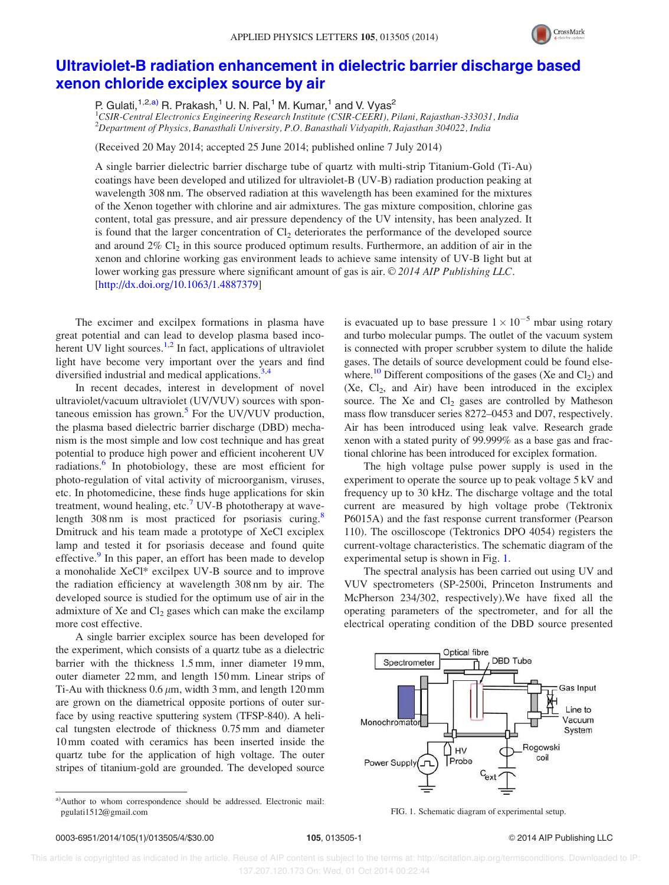# Ultraviolet-B radiation enhancement in dielectric barrier discharge based xenon chloride exciplex source by air

P. Gulati,[1,2,a)] R. Prakash,[1] U. N. Pal,[1] M. Kumar,[1] and V. Vyas[2]

[1]*CSIR-Central Electronics Engineering Research Institute (CSIR-CEERI), Pilani, Rajasthan-333031, India*
[2]*Department of Physics, Banasthali University, P.O. Banasthali Vidyapith, Rajasthan 304022, India*

(Received 20 May 2014; accepted 25 June 2014; published online 7 July 2014)

A single barrier dielectric barrier discharge tube of quartz with multi-strip Titanium-Gold (Ti-Au) coatings have been developed and utilized for ultraviolet-B (UV-B) radiation production peaking at wavelength 308 nm. The observed radiation at this wavelength has been examined for the mixtures of the Xenon together with chlorine and air admixtures. The gas mixture composition, chlorine gas content, total gas pressure, and air pressure dependency of the UV intensity, has been analyzed. It is found that the larger concentration of $Cl_2$ deteriorates the performance of the developed source and around 2% $Cl_2$ in this source produced optimum results. Furthermore, an addition of air in the xenon and chlorine working gas environment leads to achieve same intensity of UV-B light but at lower working gas pressure where significant amount of gas is air. © *2014 AIP Publishing LLC*. [http://dx.doi.org/10.1063/1.4887379]

The excimer and excilpex formations in plasma have great potential and can lead to develop plasma based incoherent UV light sources.[1,2] In fact, applications of ultraviolet light have become very important over the years and find diversified industrial and medical applications.[3,4]

In recent decades, interest in development of novel ultraviolet/vacuum ultraviolet (UV/VUV) sources with spontaneous emission has grown.[5] For the UV/VUV production, the plasma based dielectric barrier discharge (DBD) mechanism is the most simple and low cost technique and has great potential to produce high power and efficient incoherent UV radiations.[6] In photobiology, these are most efficient for photo-regulation of vital activity of microorganism, viruses, etc. In photomedicine, these finds huge applications for skin treatment, wound healing, etc.[7] UV-B phototherapy at wavelength 308 nm is most practiced for psoriasis curing.[8] Dmitruck and his team made a prototype of XeCl exciplex lamp and tested it for psoriasis decease and found quite effective.[9] In this paper, an effort has been made to develop a monohalide $XeCl^*$ excilpex UV-B source and to improve the radiation efficiency at wavelength 308 nm by air. The developed source is studied for the optimum use of air in the admixture of Xe and $Cl_2$ gases which can make the excilamp more cost effective.

A single barrier exciplex source has been developed for the experiment, which consists of a quartz tube as a dielectric barrier with the thickness 1.5 mm, inner diameter 19 mm, outer diameter 22 mm, and length 150 mm. Linear strips of Ti-Au with thickness 0.6 $\mu$m, width 3 mm, and length 120 mm are grown on the diametrical opposite portions of outer surface by using reactive sputtering system (TFSP-840). A helical tungsten electrode of thickness 0.75 mm and diameter 10 mm coated with ceramics has been inserted inside the quartz tube for the application of high voltage. The outer stripes of titanium-gold are grounded. The developed source is evacuated up to base pressure $1 \times 10^{-5}$ mbar using rotary and turbo molecular pumps. The outlet of the vacuum system is connected with proper scrubber system to dilute the halide gases. The details of source development could be found elsewhere.[10] Different compositions of the gases (Xe and $Cl_2$) and (Xe, $Cl_2$, and Air) have been introduced in the exciplex source. The Xe and $Cl_2$ gases are controlled by Matheson mass flow transducer series 8272–0453 and D07, respectively. Air has been introduced using leak valve. Research grade xenon with a stated purity of 99.999% as a base gas and fractional chlorine has been introduced for exciplex formation.

The high voltage pulse power supply is used in the experiment to operate the source up to peak voltage 5 kV and frequency up to 30 kHz. The discharge voltage and the total current are measured by high voltage probe (Tektronix P6015A) and the fast response current transformer (Pearson 110). The oscilloscope (Tektronics DPO 4054) registers the current-voltage characteristics. The schematic diagram of the experimental setup is shown in Fig. 1.

The spectral analysis has been carried out using UV and VUV spectrometers (SP-2500i, Princeton Instruments and McPherson 234/302, respectively).We have fixed all the operating parameters of the spectrometer, and for all the electrical operating condition of the DBD source presented

FIG. 1. Schematic diagram of experimental setup.

a)Author to whom correspondence should be addressed. Electronic mail: pgulati1512@gmail.com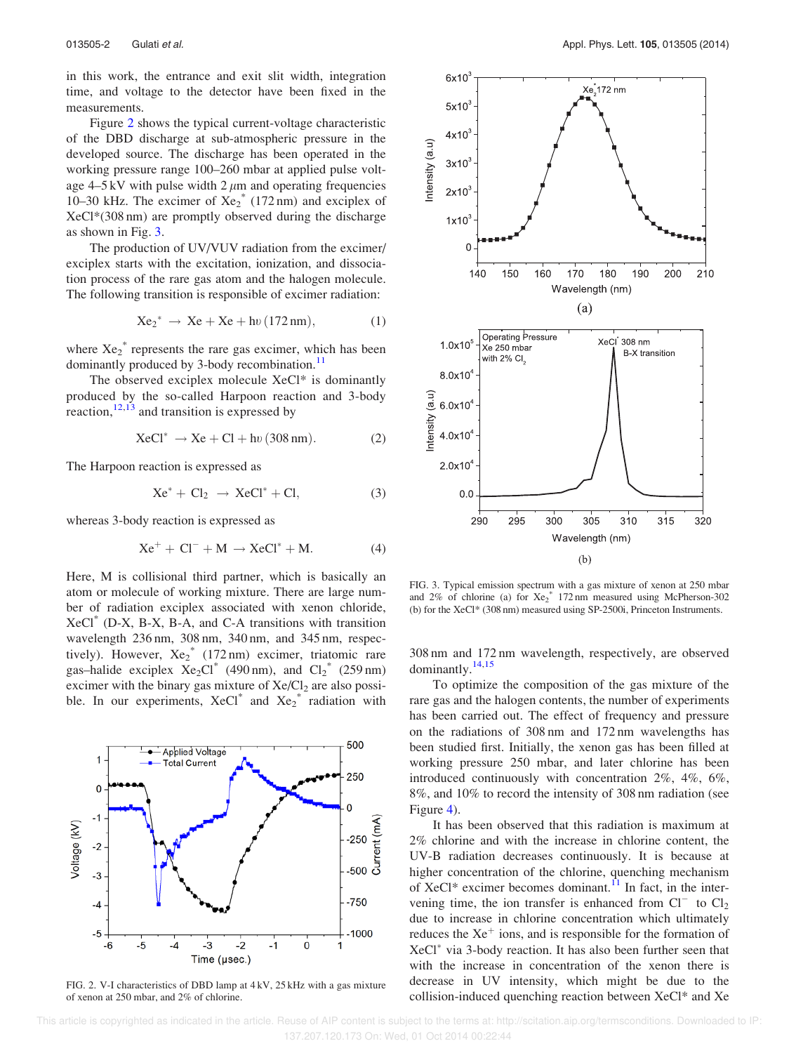in this work, the entrance and exit slit width, integration time, and voltage to the detector have been fixed in the measurements.

Figure 2 shows the typical current-voltage characteristic of the DBD discharge at sub-atmospheric pressure in the developed source. The discharge has been operated in the working pressure range 100–260 mbar at applied pulse voltage 4–5 kV with pulse width 2 $\mu$m and operating frequencies 10–30 kHz. The excimer of $Xe_2^*$ (172 nm) and exciplex of XeCl*(308 nm) are promptly observed during the discharge as shown in Fig. 3.

The production of UV/VUV radiation from the excimer/exciplex starts with the excitation, ionization, and dissociation process of the rare gas atom and the halogen molecule. The following transition is responsible of excimer radiation:

$$Xe_2^* \rightarrow Xe + Xe + h\upsilon\,(172\,\text{nm}), \tag{1}$$

where $Xe_2^*$ represents the rare gas excimer, which has been dominantly produced by 3-body recombination.[11]

The observed exciplex molecule XeCl* is dominantly produced by the so-called Harpoon reaction and 3-body reaction,[12,13] and transition is expressed by

$$XeCl^* \rightarrow Xe + Cl + h\upsilon\,(308\,\text{nm}). \tag{2}$$

The Harpoon reaction is expressed as

$$Xe^* + Cl_2 \rightarrow XeCl^* + Cl, \tag{3}$$

whereas 3-body reaction is expressed as

$$Xe^+ + Cl^- + M \rightarrow XeCl^* + M. \tag{4}$$

Here, M is collisional third partner, which is basically an atom or molecule of working mixture. There are large number of radiation exciplex associated with xenon chloride, $XeCl^*$ (D-X, B-X, B-A, and C-A transitions with transition wavelength 236 nm, 308 nm, 340 nm, and 345 nm, respectively). However, $Xe_2^*$ (172 nm) excimer, triatomic rare gas–halide exciplex $Xe_2Cl^*$ (490 nm), and $Cl_2^*$ (259 nm) excimer with the binary gas mixture of $Xe/Cl_2$ are also possible. In our experiments, $XeCl^*$ and $Xe_2^*$ radiation with 308 nm and 172 nm wavelength, respectively, are observed dominantly.[14,15]

FIG. 2. V-I characteristics of DBD lamp at 4 kV, 25 kHz with a gas mixture of xenon at 250 mbar, and 2% of chlorine.

FIG. 3. Typical emission spectrum with a gas mixture of xenon at 250 mbar and 2% of chlorine (a) for $Xe_2^*$ 172 nm measured using McPherson-302 (b) for the XeCl* (308 nm) measured using SP-2500i, Princeton Instruments.

To optimize the composition of the gas mixture of the rare gas and the halogen contents, the number of experiments has been carried out. The effect of frequency and pressure on the radiations of 308 nm and 172 nm wavelengths has been studied first. Initially, the xenon gas has been filled at working pressure 250 mbar, and later chlorine has been introduced continuously with concentration 2%, 4%, 6%, 8%, and 10% to record the intensity of 308 nm radiation (see Figure 4).

It has been observed that this radiation is maximum at 2% chlorine and with the increase in chlorine content, the UV-B radiation decreases continuously. It is because at higher concentration of the chlorine, quenching mechanism of XeCl* excimer becomes dominant.[11] In fact, in the intervening time, the ion transfer is enhanced from $Cl^-$ to $Cl_2$ due to increase in chlorine concentration which ultimately reduces the $Xe^+$ ions, and is responsible for the formation of $XeCl^*$ via 3-body reaction. It has also been further seen that with the increase in concentration of the xenon there is decrease in UV intensity, which might be due to the collision-induced quenching reaction between XeCl* and Xe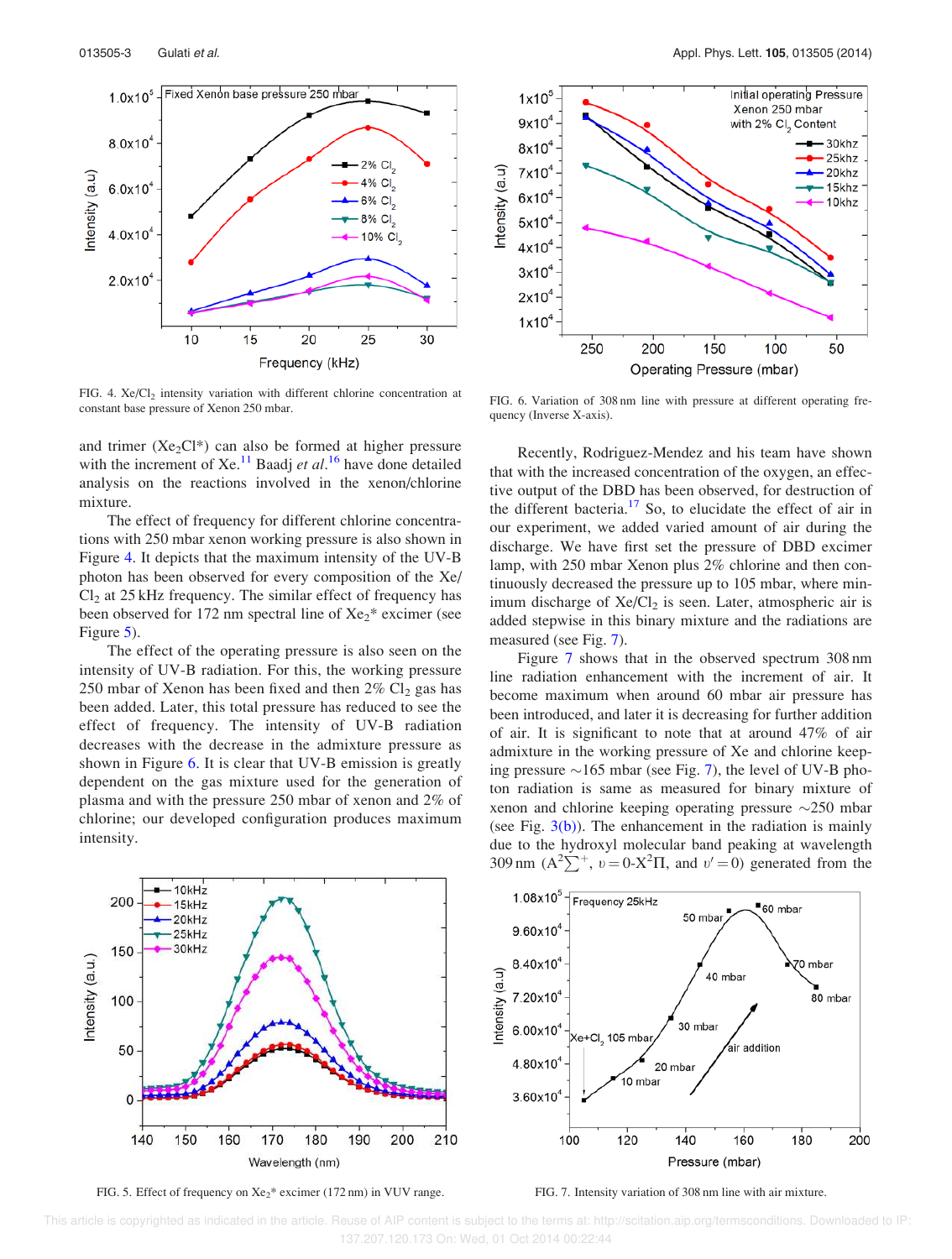FIG. 4. $Xe/Cl_2$ intensity variation with different chlorine concentration at constant base pressure of Xenon 250 mbar.

FIG. 6. Variation of 308 nm line with pressure at different operating frequency (Inverse X-axis).

and trimer ($Xe_2Cl^*$) can also be formed at higher pressure with the increment of Xe.[11] Baadj *et al.*[16] have done detailed analysis on the reactions involved in the xenon/chlorine mixture.

The effect of frequency for different chlorine concentrations with 250 mbar xenon working pressure is also shown in Figure 4. It depicts that the maximum intensity of the UV-B photon has been observed for every composition of the $Xe/Cl_2$ at 25 kHz frequency. The similar effect of frequency has been observed for 172 nm spectral line of $Xe_2^*$ excimer (see Figure 5).

The effect of the operating pressure is also seen on the intensity of UV-B radiation. For this, the working pressure 250 mbar of Xenon has been fixed and then 2% $Cl_2$ gas has been added. Later, this total pressure has reduced to see the effect of frequency. The intensity of UV-B radiation decreases with the decrease in the admixture pressure as shown in Figure 6. It is clear that UV-B emission is greatly dependent on the gas mixture used for the generation of plasma and with the pressure 250 mbar of xenon and 2% of chlorine; our developed configuration produces maximum intensity.

Recently, Rodriguez-Mendez and his team have shown that with the increased concentration of the oxygen, an effective output of the DBD has been observed, for destruction of the different bacteria.[17] So, to elucidate the effect of air in our experiment, we added varied amount of air during the discharge. We have first set the pressure of DBD excimer lamp, with 250 mbar Xenon plus 2% chlorine and then continuously decreased the pressure up to 105 mbar, where minimum discharge of $Xe/Cl_2$ is seen. Later, atmospheric air is added stepwise in this binary mixture and the radiations are measured (see Fig. 7).

Figure 7 shows that in the observed spectrum 308 nm line radiation enhancement with the increment of air. It become maximum when around 60 mbar air pressure has been introduced, and later it is decreasing for further addition of air. It is significant to note that at around 47% of air admixture in the working pressure of Xe and chlorine keeping pressure ~165 mbar (see Fig. 7), the level of UV-B photon radiation is same as measured for binary mixture of xenon and chlorine keeping operating pressure ~250 mbar (see Fig. 3(b)). The enhancement in the radiation is mainly due to the hydroxyl molecular band peaking at wavelength 309 nm ($A^2\Sigma^+$, $\upsilon = 0$-$X^2\Pi$, and $\upsilon' = 0$) generated from the

FIG. 5. Effect of frequency on $Xe_2^*$ excimer (172 nm) in VUV range.

FIG. 7. Intensity variation of 308 nm line with air mixture.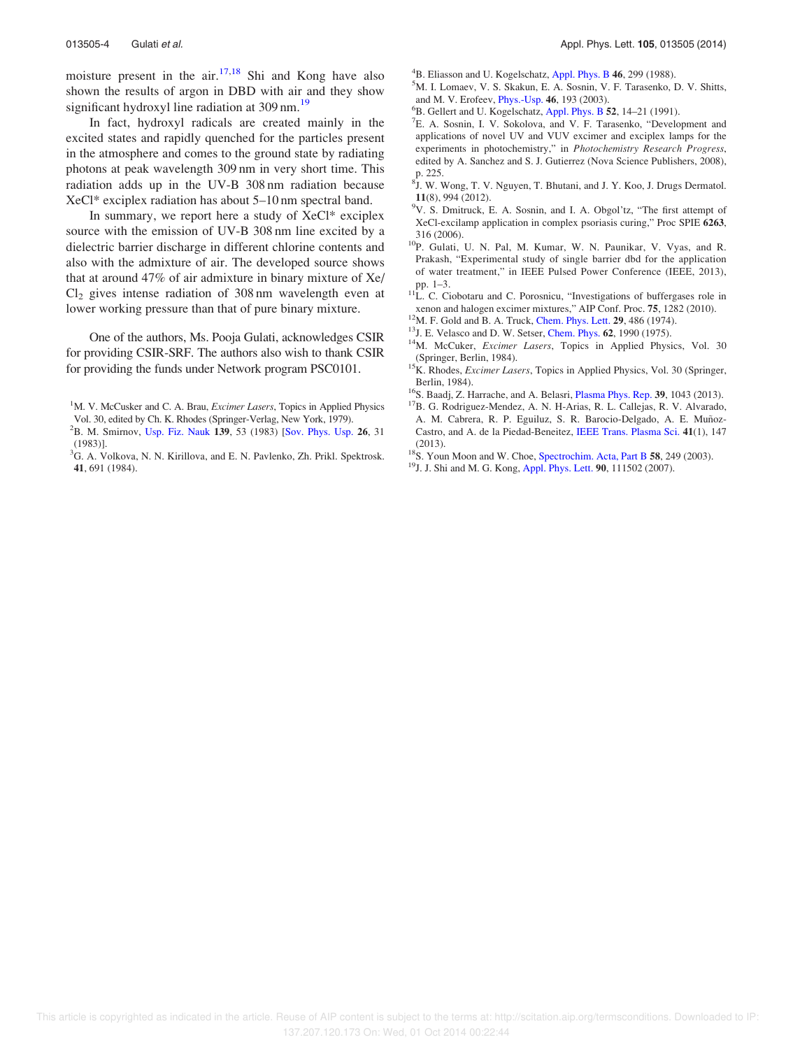moisture present in the air.[17,18] Shi and Kong have also shown the results of argon in DBD with air and they show significant hydroxyl line radiation at 309 nm.[19]

In fact, hydroxyl radicals are created mainly in the excited states and rapidly quenched for the particles present in the atmosphere and comes to the ground state by radiating photons at peak wavelength 309 nm in very short time. This radiation adds up in the UV-B 308 nm radiation because XeCl* exciplex radiation has about 5–10 nm spectral band.

In summary, we report here a study of XeCl* exciplex source with the emission of UV-B 308 nm line excited by a dielectric barrier discharge in different chlorine contents and also with the admixture of air. The developed source shows that at around 47% of air admixture in binary mixture of Xe/$Cl_2$ gives intense radiation of 308 nm wavelength even at lower working pressure than that of pure binary mixture.

One of the authors, Ms. Pooja Gulati, acknowledges CSIR for providing CSIR-SRF. The authors also wish to thank CSIR for providing the funds under Network program PSC0101.

[1] M. V. McCusker and C. A. Brau, *Excimer Lasers*, Topics in Applied Physics Vol. 30, edited by Ch. K. Rhodes (Springer-Verlag, New York, 1979).
[2] B. M. Smirnov, Usp. Fiz. Nauk **139**, 53 (1983) [Sov. Phys. Usp. **26**, 31 (1983)].
[3] G. A. Volkova, N. N. Kirillova, and E. N. Pavlenko, Zh. Prikl. Spektrosk. **41**, 691 (1984).
[4] B. Eliasson and U. Kogelschatz, Appl. Phys. B **46**, 299 (1988).
[5] M. I. Lomaev, V. S. Skakun, E. A. Sosnin, V. F. Tarasenko, D. V. Shitts, and M. V. Erofeev, Phys.-Usp. **46**, 193 (2003).
[6] B. Gellert and U. Kogelschatz, Appl. Phys. B **52**, 14–21 (1991).
[7] E. A. Sosnin, I. V. Sokolova, and V. F. Tarasenko, "Development and applications of novel UV and VUV excimer and exciplex lamps for the experiments in photochemistry," in *Photochemistry Research Progress*, edited by A. Sanchez and S. J. Gutierrez (Nova Science Publishers, 2008), p. 225.
[8] J. W. Wong, T. V. Nguyen, T. Bhutani, and J. Y. Koo, J. Drugs Dermatol. **11**(8), 994 (2012).
[9] V. S. Dmitruck, E. A. Sosnin, and I. A. Obgol'tz, "The first attempt of XeCl-excilamp application in complex psoriasis curing," Proc SPIE **6263**, 316 (2006).
[10] P. Gulati, U. N. Pal, M. Kumar, W. N. Paunikar, V. Vyas, and R. Prakash, "Experimental study of single barrier dbd for the application of water treatment," in IEEE Pulsed Power Conference (IEEE, 2013), pp. 1–3.
[11] L. C. Ciobotaru and C. Porosnicu, "Investigations of buffergases role in xenon and halogen excimer mixtures," AIP Conf. Proc. **75**, 1282 (2010).
[12] M. F. Gold and B. A. Truck, Chem. Phys. Lett. **29**, 486 (1974).
[13] J. E. Velasco and D. W. Setser, Chem. Phys. **62**, 1990 (1975).
[14] M. McCuker, *Excimer Lasers*, Topics in Applied Physics, Vol. 30 (Springer, Berlin, 1984).
[15] K. Rhodes, *Excimer Lasers*, Topics in Applied Physics, Vol. 30 (Springer, Berlin, 1984).
[16] S. Baadj, Z. Harrache, and A. Belasri, Plasma Phys. Rep. **39**, 1043 (2013).
[17] B. G. Rodriguez-Mendez, A. N. H-Arias, R. L. Callejas, R. V. Alvarado, A. M. Cabrera, R. P. Eguiluz, S. R. Barocio-Delgado, A. E. Muñoz-Castro, and A. de la Piedad-Beneitez, IEEE Trans. Plasma Sci. **41**(1), 147 (2013).
[18] S. Youn Moon and W. Choe, Spectrochim. Acta, Part B **58**, 249 (2003).
[19] J. J. Shi and M. G. Kong, Appl. Phys. Lett. **90**, 111502 (2007).